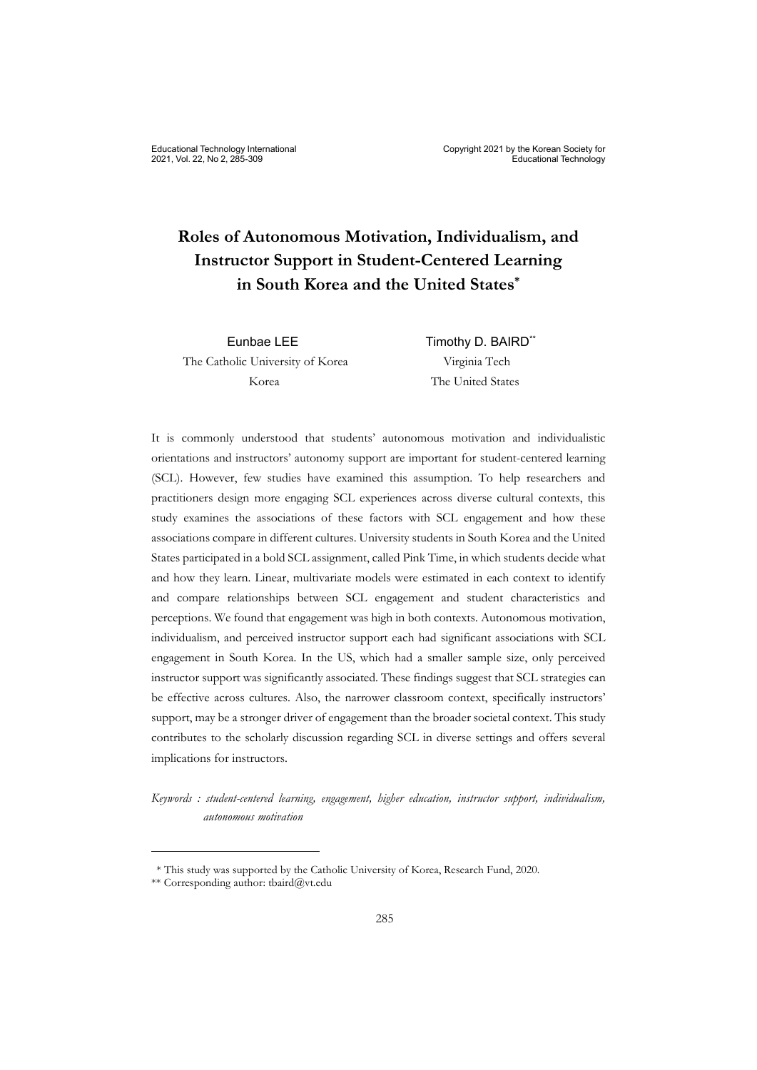# Roles of Autonomous Motivation, Individualism, and Instructor Support in Student-Centered Learning in South Korea and the United States*

Eunbae LEE  
The Catholic University of Korea  
Korea

Timothy D. BAIRD**  
Virginia Tech  
The United States

It is commonly understood that students' autonomous motivation and individualistic orientations and instructors' autonomy support are important for student-centered learning (SCL). However, few studies have examined this assumption. To help researchers and practitioners design more engaging SCL experiences across diverse cultural contexts, this study examines the associations of these factors with SCL engagement and how these associations compare in different cultures. University students in South Korea and the United States participated in a bold SCL assignment, called Pink Time, in which students decide what and how they learn. Linear, multivariate models were estimated in each context to identify and compare relationships between SCL engagement and student characteristics and perceptions. We found that engagement was high in both contexts. Autonomous motivation, individualism, and perceived instructor support each had significant associations with SCL engagement in South Korea. In the US, which had a smaller sample size, only perceived instructor support was significantly associated. These findings suggest that SCL strategies can be effective across cultures. Also, the narrower classroom context, specifically instructors' support, may be a stronger driver of engagement than the broader societal context. This study contributes to the scholarly discussion regarding SCL in diverse settings and offers several implications for instructors.

*Keywords : student-centered learning, engagement, higher education, instructor support, individualism, autonomous motivation*

---

\* This study was supported by the Catholic University of Korea, Research Fund, 2020.  
\*\* Corresponding author: tbaird@vt.edu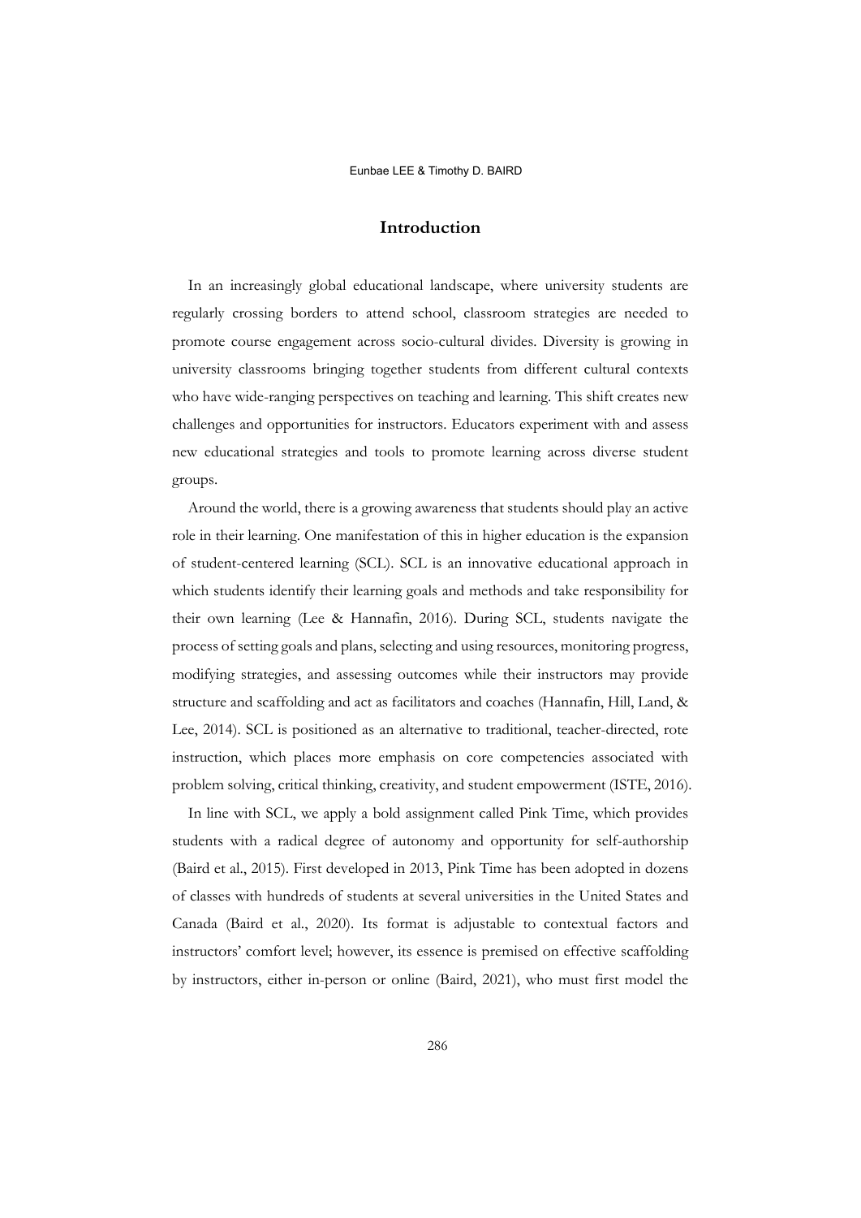## Introduction

In an increasingly global educational landscape, where university students are regularly crossing borders to attend school, classroom strategies are needed to promote course engagement across socio-cultural divides. Diversity is growing in university classrooms bringing together students from different cultural contexts who have wide-ranging perspectives on teaching and learning. This shift creates new challenges and opportunities for instructors. Educators experiment with and assess new educational strategies and tools to promote learning across diverse student groups.

Around the world, there is a growing awareness that students should play an active role in their learning. One manifestation of this in higher education is the expansion of student-centered learning (SCL). SCL is an innovative educational approach in which students identify their learning goals and methods and take responsibility for their own learning (Lee & Hannafin, 2016). During SCL, students navigate the process of setting goals and plans, selecting and using resources, monitoring progress, modifying strategies, and assessing outcomes while their instructors may provide structure and scaffolding and act as facilitators and coaches (Hannafin, Hill, Land, & Lee, 2014). SCL is positioned as an alternative to traditional, teacher-directed, rote instruction, which places more emphasis on core competencies associated with problem solving, critical thinking, creativity, and student empowerment (ISTE, 2016).

In line with SCL, we apply a bold assignment called Pink Time, which provides students with a radical degree of autonomy and opportunity for self-authorship (Baird et al., 2015). First developed in 2013, Pink Time has been adopted in dozens of classes with hundreds of students at several universities in the United States and Canada (Baird et al., 2020). Its format is adjustable to contextual factors and instructors' comfort level; however, its essence is premised on effective scaffolding by instructors, either in-person or online (Baird, 2021), who must first model the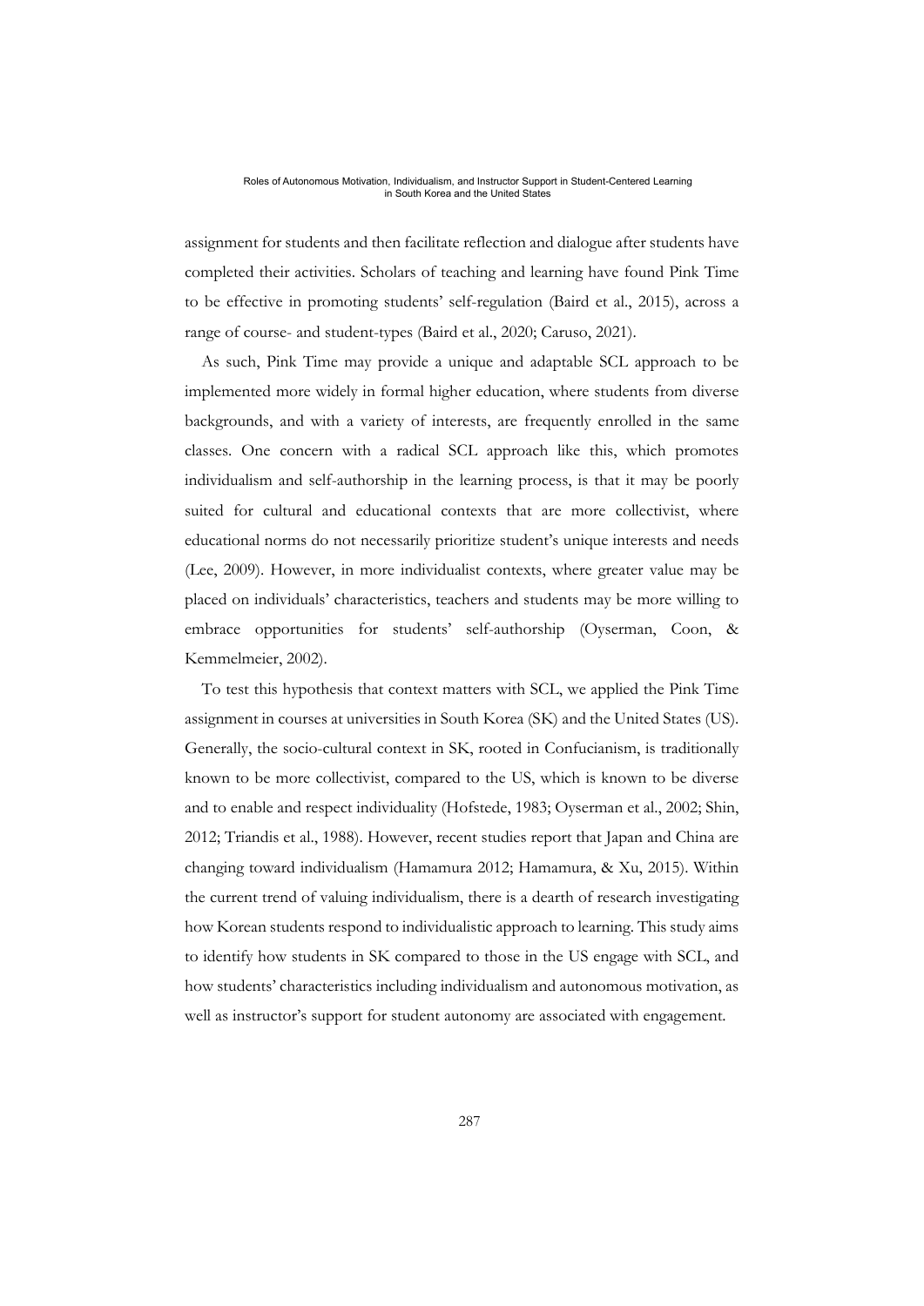assignment for students and then facilitate reflection and dialogue after students have completed their activities. Scholars of teaching and learning have found Pink Time to be effective in promoting students' self-regulation (Baird et al., 2015), across a range of course- and student-types (Baird et al., 2020; Caruso, 2021).

As such, Pink Time may provide a unique and adaptable SCL approach to be implemented more widely in formal higher education, where students from diverse backgrounds, and with a variety of interests, are frequently enrolled in the same classes. One concern with a radical SCL approach like this, which promotes individualism and self-authorship in the learning process, is that it may be poorly suited for cultural and educational contexts that are more collectivist, where educational norms do not necessarily prioritize student's unique interests and needs (Lee, 2009). However, in more individualist contexts, where greater value may be placed on individuals' characteristics, teachers and students may be more willing to embrace opportunities for students' self-authorship (Oyserman, Coon, & Kemmelmeier, 2002).

To test this hypothesis that context matters with SCL, we applied the Pink Time assignment in courses at universities in South Korea (SK) and the United States (US). Generally, the socio-cultural context in SK, rooted in Confucianism, is traditionally known to be more collectivist, compared to the US, which is known to be diverse and to enable and respect individuality (Hofstede, 1983; Oyserman et al., 2002; Shin, 2012; Triandis et al., 1988). However, recent studies report that Japan and China are changing toward individualism (Hamamura 2012; Hamamura, & Xu, 2015). Within the current trend of valuing individualism, there is a dearth of research investigating how Korean students respond to individualistic approach to learning. This study aims to identify how students in SK compared to those in the US engage with SCL, and how students' characteristics including individualism and autonomous motivation, as well as instructor's support for student autonomy are associated with engagement.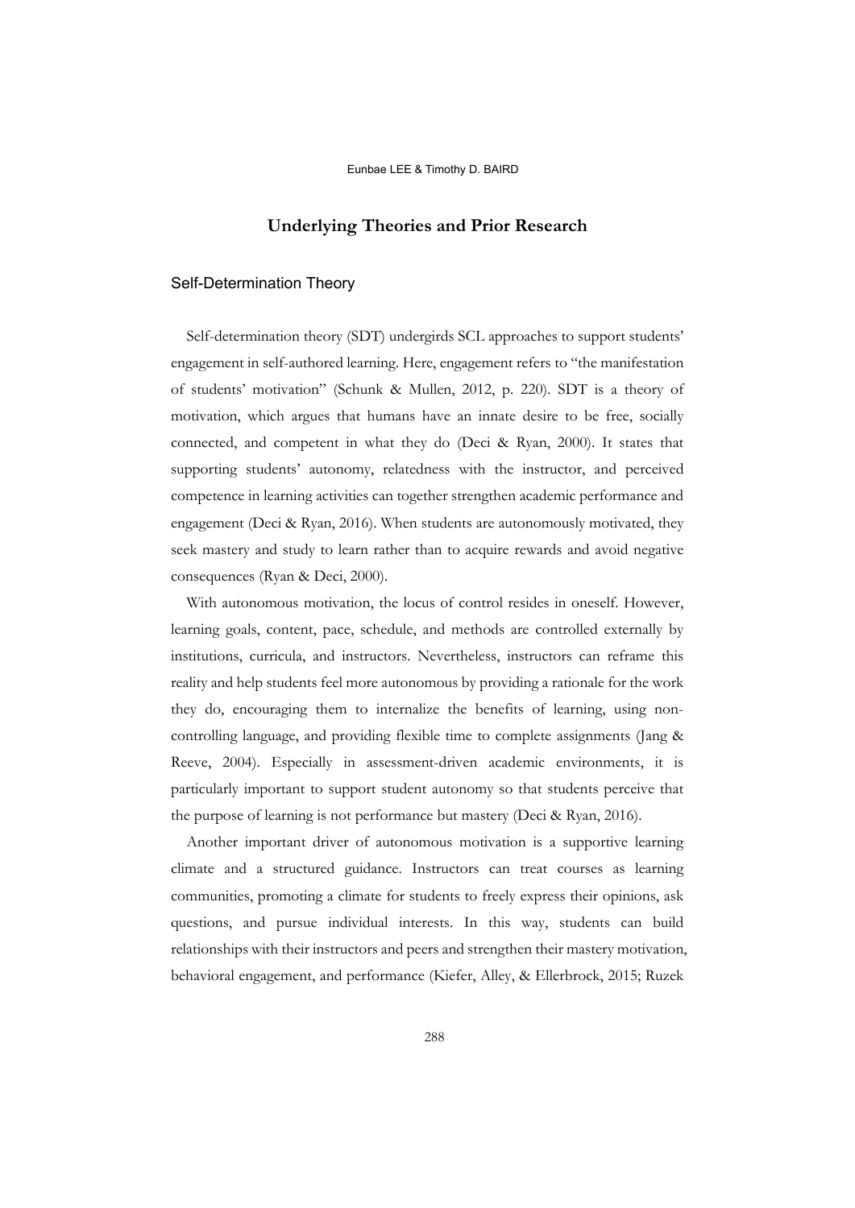## Underlying Theories and Prior Research

### Self-Determination Theory

Self-determination theory (SDT) undergirds SCL approaches to support students' engagement in self-authored learning. Here, engagement refers to "the manifestation of students' motivation" (Schunk & Mullen, 2012, p. 220). SDT is a theory of motivation, which argues that humans have an innate desire to be free, socially connected, and competent in what they do (Deci & Ryan, 2000). It states that supporting students' autonomy, relatedness with the instructor, and perceived competence in learning activities can together strengthen academic performance and engagement (Deci & Ryan, 2016). When students are autonomously motivated, they seek mastery and study to learn rather than to acquire rewards and avoid negative consequences (Ryan & Deci, 2000).

With autonomous motivation, the locus of control resides in oneself. However, learning goals, content, pace, schedule, and methods are controlled externally by institutions, curricula, and instructors. Nevertheless, instructors can reframe this reality and help students feel more autonomous by providing a rationale for the work they do, encouraging them to internalize the benefits of learning, using non-controlling language, and providing flexible time to complete assignments (Jang & Reeve, 2004). Especially in assessment-driven academic environments, it is particularly important to support student autonomy so that students perceive that the purpose of learning is not performance but mastery (Deci & Ryan, 2016).

Another important driver of autonomous motivation is a supportive learning climate and a structured guidance. Instructors can treat courses as learning communities, promoting a climate for students to freely express their opinions, ask questions, and pursue individual interests. In this way, students can build relationships with their instructors and peers and strengthen their mastery motivation, behavioral engagement, and performance (Kiefer, Alley, & Ellerbrock, 2015; Ruzek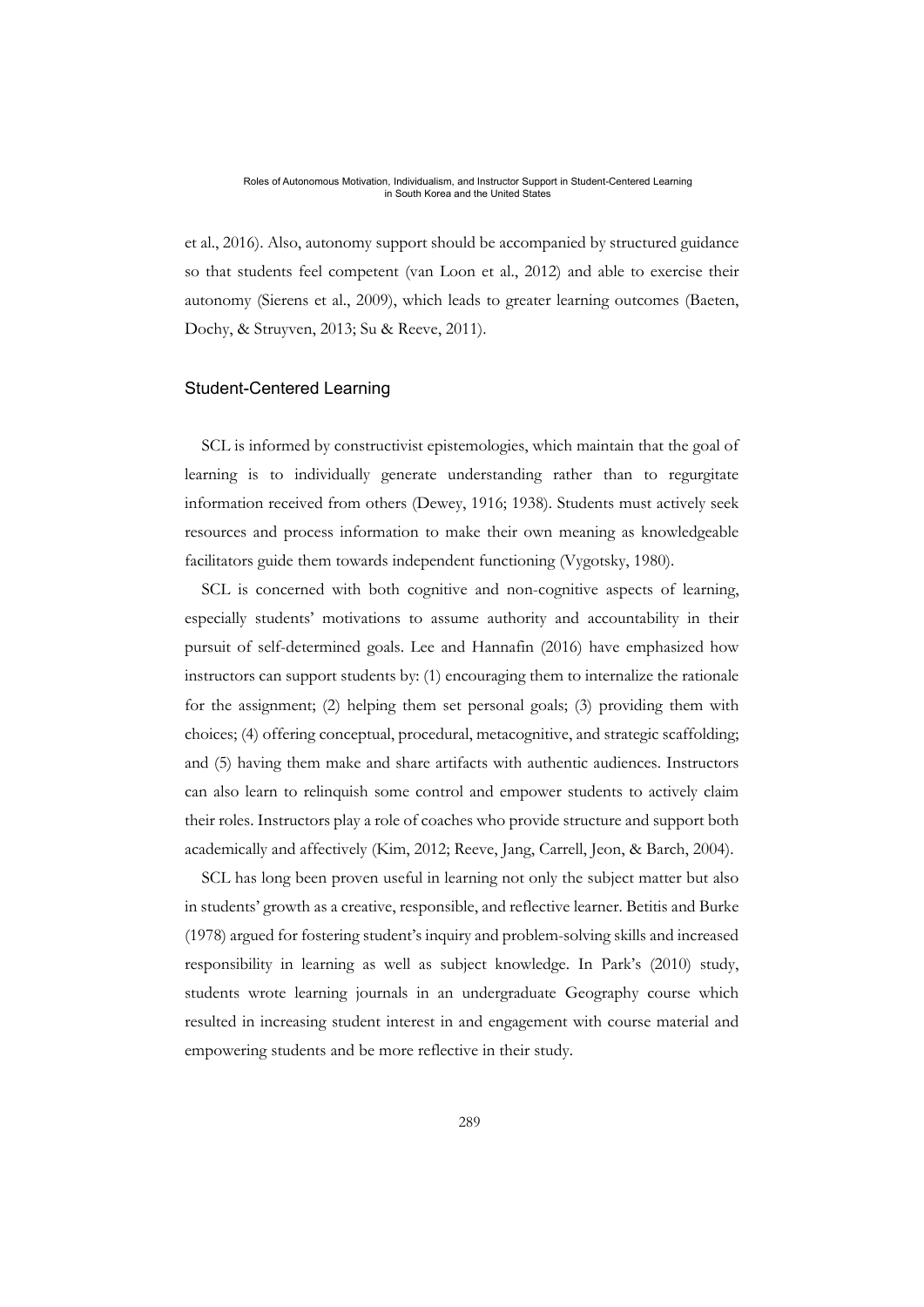et al., 2016). Also, autonomy support should be accompanied by structured guidance so that students feel competent (van Loon et al., 2012) and able to exercise their autonomy (Sierens et al., 2009), which leads to greater learning outcomes (Baeten, Dochy, & Struyven, 2013; Su & Reeve, 2011).

## Student-Centered Learning

SCL is informed by constructivist epistemologies, which maintain that the goal of learning is to individually generate understanding rather than to regurgitate information received from others (Dewey, 1916; 1938). Students must actively seek resources and process information to make their own meaning as knowledgeable facilitators guide them towards independent functioning (Vygotsky, 1980).

SCL is concerned with both cognitive and non-cognitive aspects of learning, especially students' motivations to assume authority and accountability in their pursuit of self-determined goals. Lee and Hannafin (2016) have emphasized how instructors can support students by: (1) encouraging them to internalize the rationale for the assignment; (2) helping them set personal goals; (3) providing them with choices; (4) offering conceptual, procedural, metacognitive, and strategic scaffolding; and (5) having them make and share artifacts with authentic audiences. Instructors can also learn to relinquish some control and empower students to actively claim their roles. Instructors play a role of coaches who provide structure and support both academically and affectively (Kim, 2012; Reeve, Jang, Carrell, Jeon, & Barch, 2004).

SCL has long been proven useful in learning not only the subject matter but also in students' growth as a creative, responsible, and reflective learner. Betitis and Burke (1978) argued for fostering student's inquiry and problem-solving skills and increased responsibility in learning as well as subject knowledge. In Park's (2010) study, students wrote learning journals in an undergraduate Geography course which resulted in increasing student interest in and engagement with course material and empowering students and be more reflective in their study.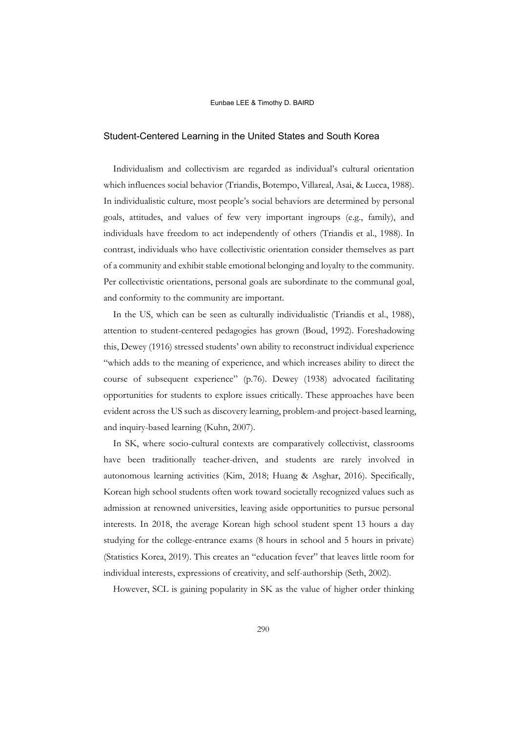## Student-Centered Learning in the United States and South Korea

Individualism and collectivism are regarded as individual's cultural orientation which influences social behavior (Triandis, Botempo, Villareal, Asai, & Lucca, 1988). In individualistic culture, most people's social behaviors are determined by personal goals, attitudes, and values of few very important ingroups (e.g., family), and individuals have freedom to act independently of others (Triandis et al., 1988). In contrast, individuals who have collectivistic orientation consider themselves as part of a community and exhibit stable emotional belonging and loyalty to the community. Per collectivistic orientations, personal goals are subordinate to the communal goal, and conformity to the community are important.

In the US, which can be seen as culturally individualistic (Triandis et al., 1988), attention to student-centered pedagogies has grown (Boud, 1992). Foreshadowing this, Dewey (1916) stressed students' own ability to reconstruct individual experience "which adds to the meaning of experience, and which increases ability to direct the course of subsequent experience" (p.76). Dewey (1938) advocated facilitating opportunities for students to explore issues critically. These approaches have been evident across the US such as discovery learning, problem-and project-based learning, and inquiry-based learning (Kuhn, 2007).

In SK, where socio-cultural contexts are comparatively collectivist, classrooms have been traditionally teacher-driven, and students are rarely involved in autonomous learning activities (Kim, 2018; Huang & Asghar, 2016). Specifically, Korean high school students often work toward societally recognized values such as admission at renowned universities, leaving aside opportunities to pursue personal interests. In 2018, the average Korean high school student spent 13 hours a day studying for the college-entrance exams (8 hours in school and 5 hours in private) (Statistics Korea, 2019). This creates an "education fever" that leaves little room for individual interests, expressions of creativity, and self-authorship (Seth, 2002).

However, SCL is gaining popularity in SK as the value of higher order thinking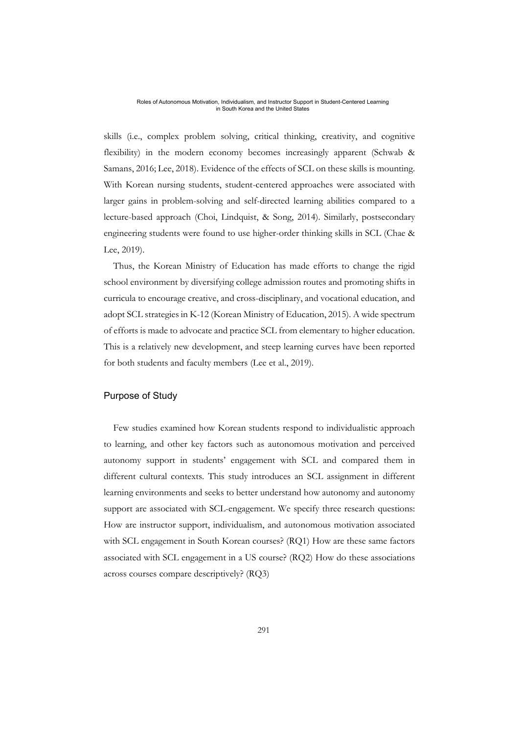skills (i.e., complex problem solving, critical thinking, creativity, and cognitive flexibility) in the modern economy becomes increasingly apparent (Schwab & Samans, 2016; Lee, 2018). Evidence of the effects of SCL on these skills is mounting. With Korean nursing students, student-centered approaches were associated with larger gains in problem-solving and self-directed learning abilities compared to a lecture-based approach (Choi, Lindquist, & Song, 2014). Similarly, postsecondary engineering students were found to use higher-order thinking skills in SCL (Chae & Lee, 2019).

Thus, the Korean Ministry of Education has made efforts to change the rigid school environment by diversifying college admission routes and promoting shifts in curricula to encourage creative, and cross-disciplinary, and vocational education, and adopt SCL strategies in K-12 (Korean Ministry of Education, 2015). A wide spectrum of efforts is made to advocate and practice SCL from elementary to higher education. This is a relatively new development, and steep learning curves have been reported for both students and faculty members (Lee et al., 2019).

## Purpose of Study

Few studies examined how Korean students respond to individualistic approach to learning, and other key factors such as autonomous motivation and perceived autonomy support in students' engagement with SCL and compared them in different cultural contexts. This study introduces an SCL assignment in different learning environments and seeks to better understand how autonomy and autonomy support are associated with SCL-engagement. We specify three research questions: How are instructor support, individualism, and autonomous motivation associated with SCL engagement in South Korean courses? (RQ1) How are these same factors associated with SCL engagement in a US course? (RQ2) How do these associations across courses compare descriptively? (RQ3)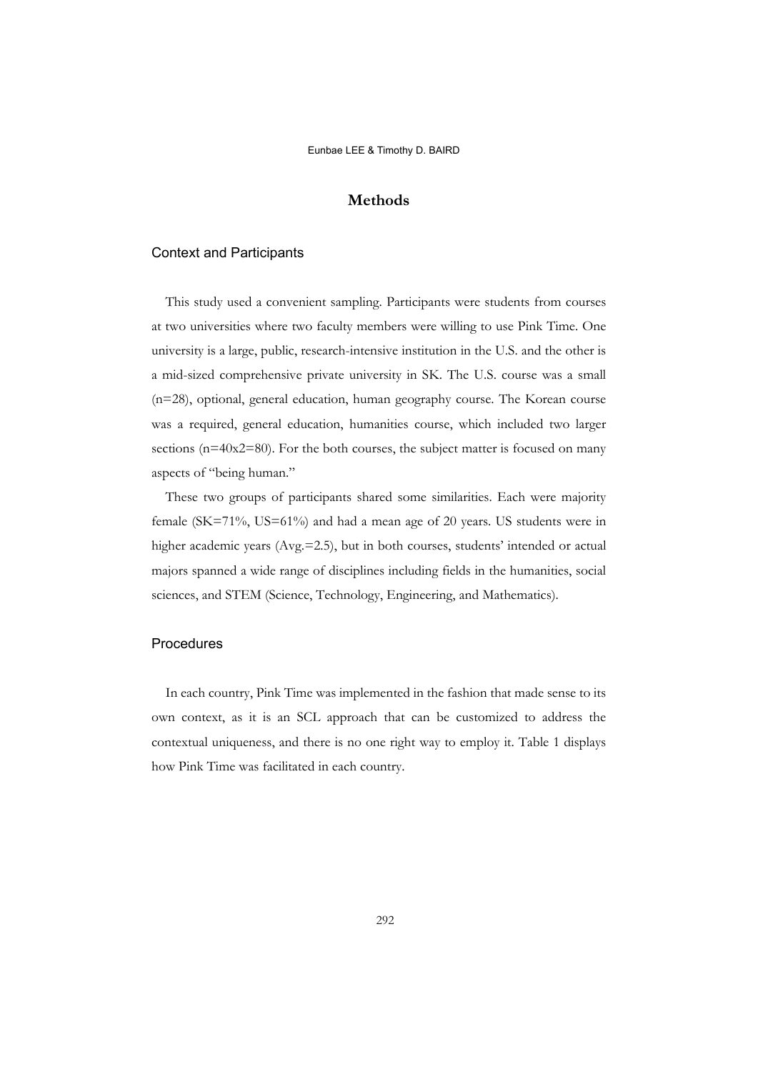## Methods

### Context and Participants

This study used a convenient sampling. Participants were students from courses at two universities where two faculty members were willing to use Pink Time. One university is a large, public, research-intensive institution in the U.S. and the other is a mid-sized comprehensive private university in SK. The U.S. course was a small (n=28), optional, general education, human geography course. The Korean course was a required, general education, humanities course, which included two larger sections (n=40x2=80). For the both courses, the subject matter is focused on many aspects of "being human."

These two groups of participants shared some similarities. Each were majority female (SK=71%, US=61%) and had a mean age of 20 years. US students were in higher academic years (Avg.=2.5), but in both courses, students' intended or actual majors spanned a wide range of disciplines including fields in the humanities, social sciences, and STEM (Science, Technology, Engineering, and Mathematics).

### Procedures

In each country, Pink Time was implemented in the fashion that made sense to its own context, as it is an SCL approach that can be customized to address the contextual uniqueness, and there is no one right way to employ it. Table 1 displays how Pink Time was facilitated in each country.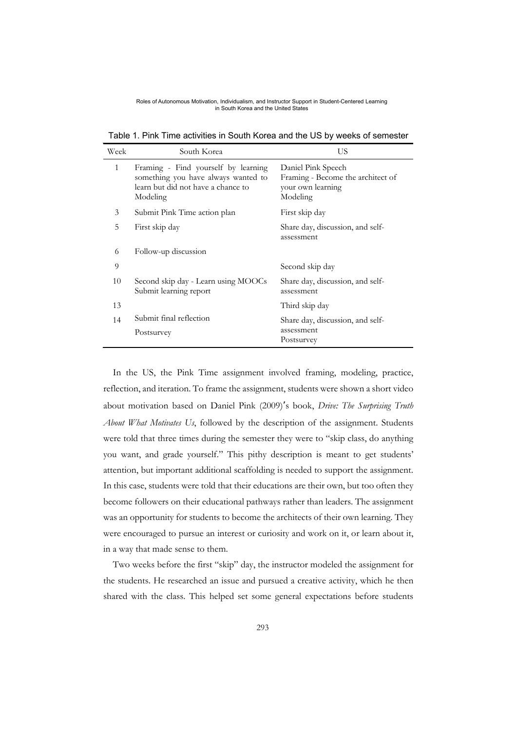Table 1. Pink Time activities in South Korea and the US by weeks of semester

| Week | South Korea | US |
|---|---|---|
| 1 | Framing - Find yourself by learning something you have always wanted to learn but did not have a chance to<br>Modeling | Daniel Pink Speech<br>Framing - Become the architect of your own learning<br>Modeling |
| 3 | Submit Pink Time action plan | First skip day |
| 5 | First skip day | Share day, discussion, and self-assessment |
| 6 | Follow-up discussion | |
| 9 | | Second skip day |
| 10 | Second skip day - Learn using MOOCs<br>Submit learning report | Share day, discussion, and self-assessment |
| 13 | | Third skip day |
| 14 | Submit final reflection<br>Postsurvey | Share day, discussion, and self-assessment<br>Postsurvey |

In the US, the Pink Time assignment involved framing, modeling, practice, reflection, and iteration. To frame the assignment, students were shown a short video about motivation based on Daniel Pink (2009)'s book, *Drive: The Surprising Truth About What Motivates Us*, followed by the description of the assignment. Students were told that three times during the semester they were to "skip class, do anything you want, and grade yourself." This pithy description is meant to get students' attention, but important additional scaffolding is needed to support the assignment. In this case, students were told that their educations are their own, but too often they become followers on their educational pathways rather than leaders. The assignment was an opportunity for students to become the architects of their own learning. They were encouraged to pursue an interest or curiosity and work on it, or learn about it, in a way that made sense to them.

Two weeks before the first "skip" day, the instructor modeled the assignment for the students. He researched an issue and pursued a creative activity, which he then shared with the class. This helped set some general expectations before students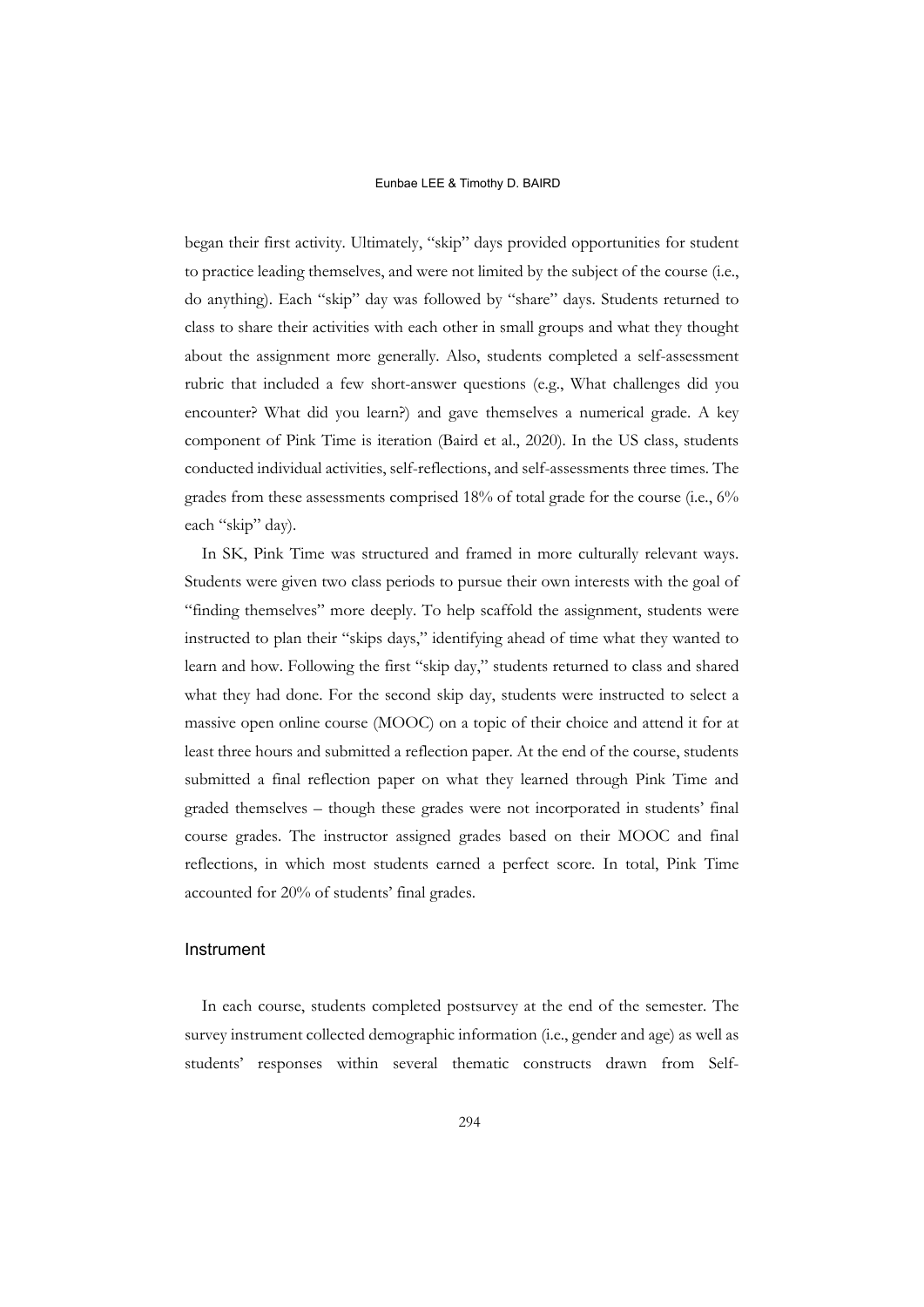began their first activity. Ultimately, "skip" days provided opportunities for student to practice leading themselves, and were not limited by the subject of the course (i.e., do anything). Each "skip" day was followed by "share" days. Students returned to class to share their activities with each other in small groups and what they thought about the assignment more generally. Also, students completed a self-assessment rubric that included a few short-answer questions (e.g., What challenges did you encounter? What did you learn?) and gave themselves a numerical grade. A key component of Pink Time is iteration (Baird et al., 2020). In the US class, students conducted individual activities, self-reflections, and self-assessments three times. The grades from these assessments comprised 18% of total grade for the course (i.e., 6% each "skip" day).

In SK, Pink Time was structured and framed in more culturally relevant ways. Students were given two class periods to pursue their own interests with the goal of "finding themselves" more deeply. To help scaffold the assignment, students were instructed to plan their "skips days," identifying ahead of time what they wanted to learn and how. Following the first "skip day," students returned to class and shared what they had done. For the second skip day, students were instructed to select a massive open online course (MOOC) on a topic of their choice and attend it for at least three hours and submitted a reflection paper. At the end of the course, students submitted a final reflection paper on what they learned through Pink Time and graded themselves – though these grades were not incorporated in students' final course grades. The instructor assigned grades based on their MOOC and final reflections, in which most students earned a perfect score. In total, Pink Time accounted for 20% of students' final grades.

## Instrument

In each course, students completed postsurvey at the end of the semester. The survey instrument collected demographic information (i.e., gender and age) as well as students' responses within several thematic constructs drawn from Self-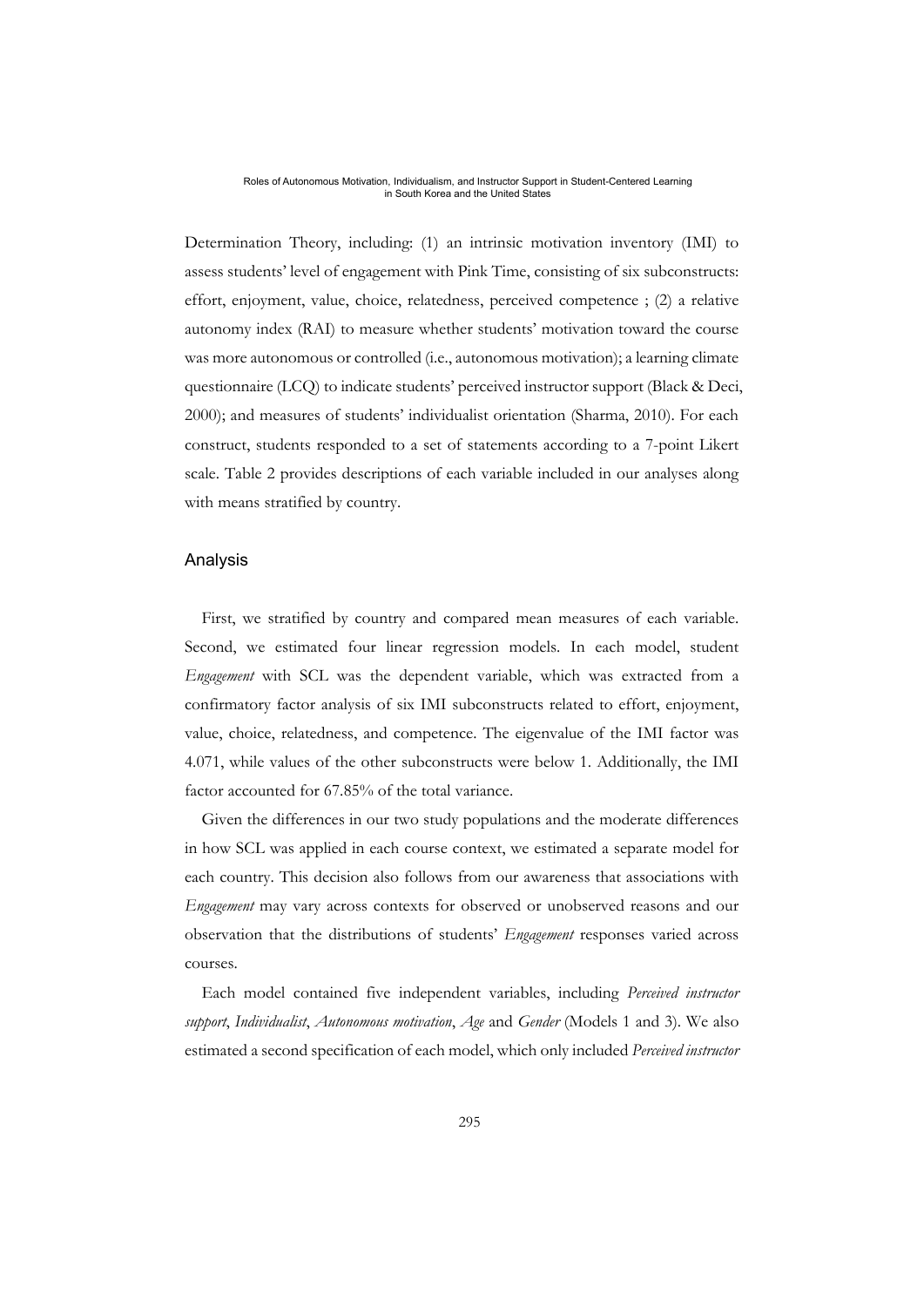Determination Theory, including: (1) an intrinsic motivation inventory (IMI) to assess students' level of engagement with Pink Time, consisting of six subconstructs: effort, enjoyment, value, choice, relatedness, perceived competence ; (2) a relative autonomy index (RAI) to measure whether students' motivation toward the course was more autonomous or controlled (i.e., autonomous motivation); a learning climate questionnaire (LCQ) to indicate students' perceived instructor support (Black & Deci, 2000); and measures of students' individualist orientation (Sharma, 2010). For each construct, students responded to a set of statements according to a 7-point Likert scale. Table 2 provides descriptions of each variable included in our analyses along with means stratified by country.

## Analysis

First, we stratified by country and compared mean measures of each variable. Second, we estimated four linear regression models. In each model, student *Engagement* with SCL was the dependent variable, which was extracted from a confirmatory factor analysis of six IMI subconstructs related to effort, enjoyment, value, choice, relatedness, and competence. The eigenvalue of the IMI factor was 4.071, while values of the other subconstructs were below 1. Additionally, the IMI factor accounted for 67.85% of the total variance.

Given the differences in our two study populations and the moderate differences in how SCL was applied in each course context, we estimated a separate model for each country. This decision also follows from our awareness that associations with *Engagement* may vary across contexts for observed or unobserved reasons and our observation that the distributions of students' *Engagement* responses varied across courses.

Each model contained five independent variables, including *Perceived instructor support*, *Individualist*, *Autonomous motivation*, *Age* and *Gender* (Models 1 and 3). We also estimated a second specification of each model, which only included *Perceived instructor*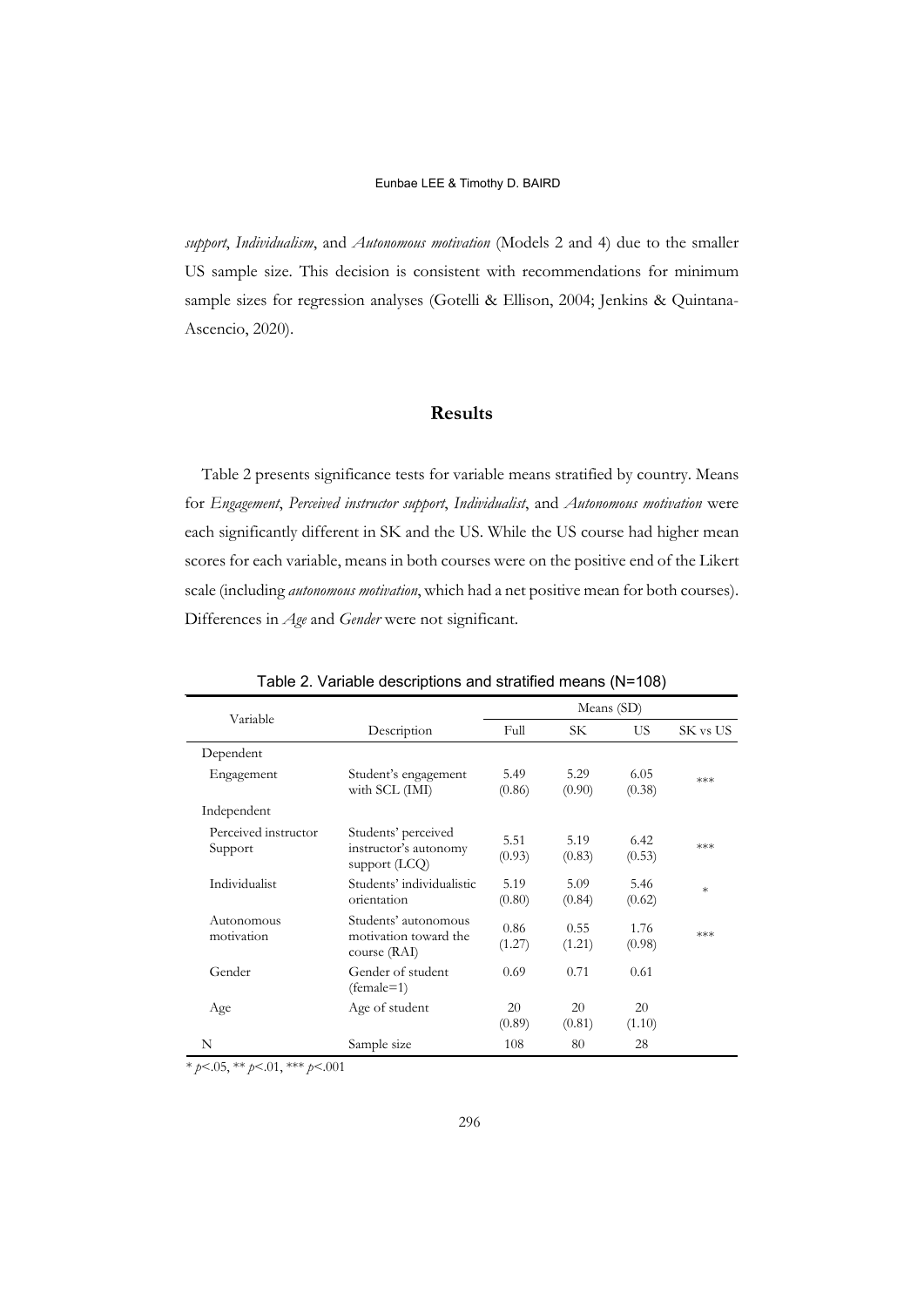*support*, *Individualism*, and *Autonomous motivation* (Models 2 and 4) due to the smaller US sample size. This decision is consistent with recommendations for minimum sample sizes for regression analyses (Gotelli & Ellison, 2004; Jenkins & Quintana-Ascencio, 2020).

## Results

Table 2 presents significance tests for variable means stratified by country. Means for *Engagement*, *Perceived instructor support*, *Individualist*, and *Autonomous motivation* were each significantly different in SK and the US. While the US course had higher mean scores for each variable, means in both courses were on the positive end of the Likert scale (including *autonomous motivation*, which had a net positive mean for both courses). Differences in *Age* and *Gender* were not significant.

Table 2. Variable descriptions and stratified means (N=108)

| Variable | Description | Means (SD) | | | |
|---|---|---|---|---|---|
| | | Full | SK | US | SK vs US |
| Dependent | | | | | |
| Engagement | Student's engagement with SCL (IMI) | 5.49 (0.86) | 5.29 (0.90) | 6.05 (0.38) | *** |
| Independent | | | | | |
| Perceived instructor Support | Students' perceived instructor's autonomy support (LCQ) | 5.51 (0.93) | 5.19 (0.83) | 6.42 (0.53) | *** |
| Individualist | Students' individualistic orientation | 5.19 (0.80) | 5.09 (0.84) | 5.46 (0.62) | * |
| Autonomous motivation | Students' autonomous motivation toward the course (RAI) | 0.86 (1.27) | 0.55 (1.21) | 1.76 (0.98) | *** |
| Gender | Gender of student (female=1) | 0.69 | 0.71 | 0.61 | |
| Age | Age of student | 20 (0.89) | 20 (0.81) | 20 (1.10) | |
| N | Sample size | 108 | 80 | 28 | |

* $p$<.05, ** $p$<.01, *** $p$<.001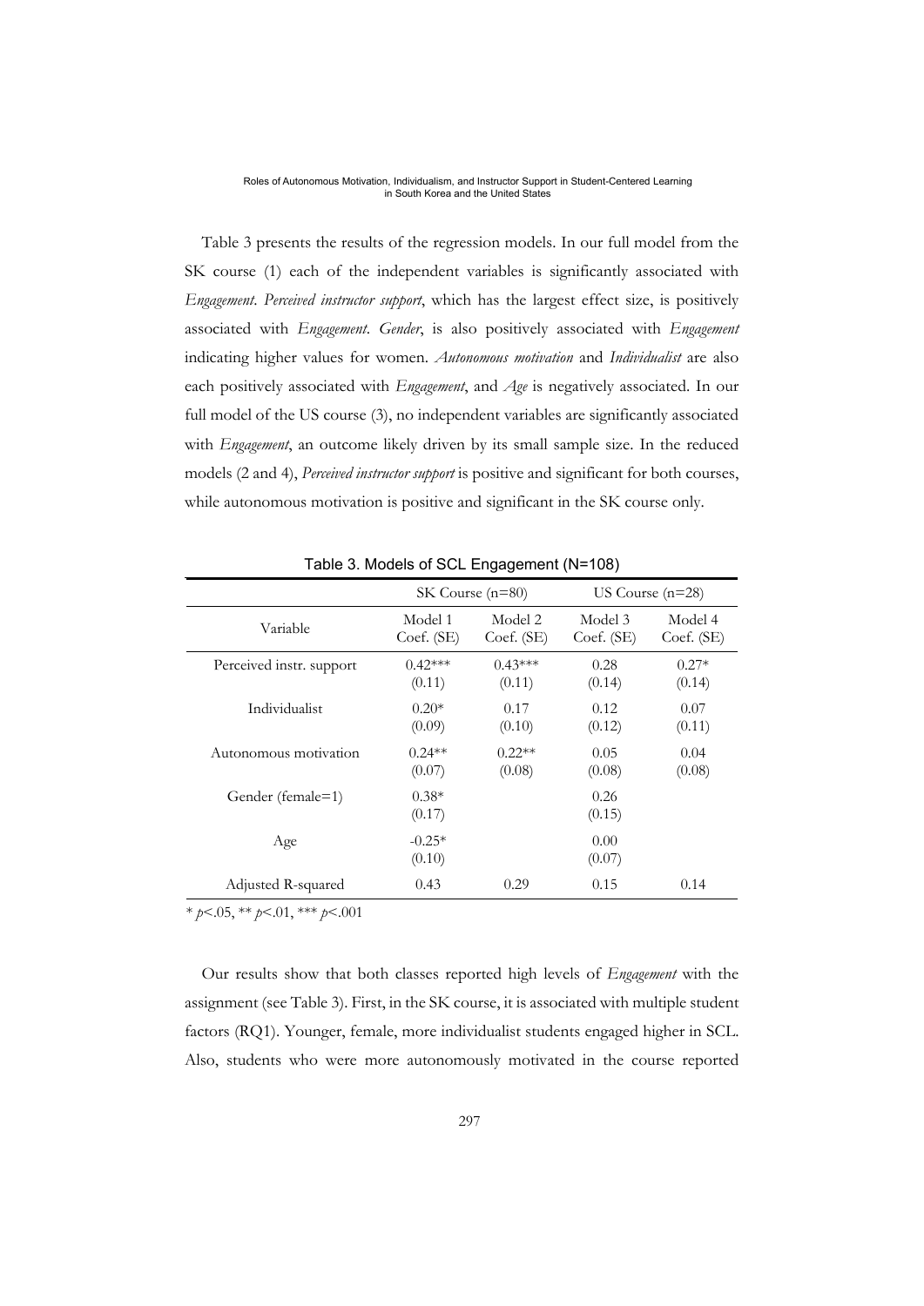Table 3 presents the results of the regression models. In our full model from the SK course (1) each of the independent variables is significantly associated with *Engagement*. *Perceived instructor support*, which has the largest effect size, is positively associated with *Engagement*. *Gender*, is also positively associated with *Engagement* indicating higher values for women. *Autonomous motivation* and *Individualist* are also each positively associated with *Engagement*, and *Age* is negatively associated. In our full model of the US course (3), no independent variables are significantly associated with *Engagement*, an outcome likely driven by its small sample size. In the reduced models (2 and 4), *Perceived instructor support* is positive and significant for both courses, while autonomous motivation is positive and significant in the SK course only.

Table 3. Models of SCL Engagement (N=108)

| | SK Course (n=80) | | US Course (n=28) | |
|---|---|---|---|---|
| Variable | Model 1 Coef. (SE) | Model 2 Coef. (SE) | Model 3 Coef. (SE) | Model 4 Coef. (SE) |
| Perceived instr. support | 0.42*** (0.11) | 0.43*** (0.11) | 0.28 (0.14) | 0.27* (0.14) |
| Individualist | 0.20* (0.09) | 0.17 (0.10) | 0.12 (0.12) | 0.07 (0.11) |
| Autonomous motivation | 0.24** (0.07) | 0.22** (0.08) | 0.05 (0.08) | 0.04 (0.08) |
| Gender (female=1) | 0.38* (0.17) | | 0.26 (0.15) | |
| Age | -0.25* (0.10) | | 0.00 (0.07) | |
| Adjusted R-squared | 0.43 | 0.29 | 0.15 | 0.14 |

* $p<.05$, ** $p<.01$, *** $p<.001$

Our results show that both classes reported high levels of *Engagement* with the assignment (see Table 3). First, in the SK course, it is associated with multiple student factors (RQ1). Younger, female, more individualist students engaged higher in SCL. Also, students who were more autonomously motivated in the course reported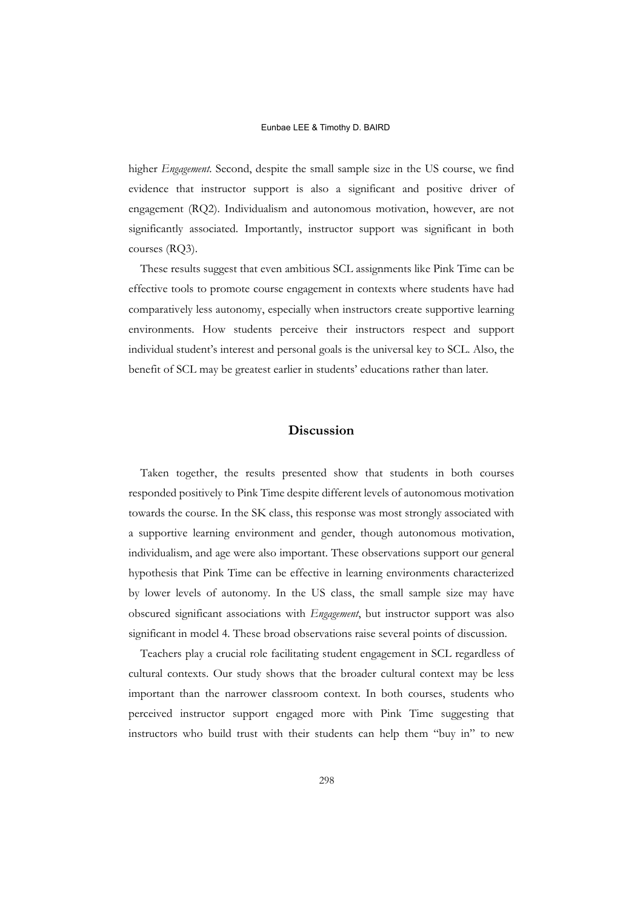higher *Engagement*. Second, despite the small sample size in the US course, we find evidence that instructor support is also a significant and positive driver of engagement (RQ2). Individualism and autonomous motivation, however, are not significantly associated. Importantly, instructor support was significant in both courses (RQ3).

These results suggest that even ambitious SCL assignments like Pink Time can be effective tools to promote course engagement in contexts where students have had comparatively less autonomy, especially when instructors create supportive learning environments. How students perceive their instructors respect and support individual student's interest and personal goals is the universal key to SCL. Also, the benefit of SCL may be greatest earlier in students' educations rather than later.

## Discussion

Taken together, the results presented show that students in both courses responded positively to Pink Time despite different levels of autonomous motivation towards the course. In the SK class, this response was most strongly associated with a supportive learning environment and gender, though autonomous motivation, individualism, and age were also important. These observations support our general hypothesis that Pink Time can be effective in learning environments characterized by lower levels of autonomy. In the US class, the small sample size may have obscured significant associations with *Engagement*, but instructor support was also significant in model 4. These broad observations raise several points of discussion.

Teachers play a crucial role facilitating student engagement in SCL regardless of cultural contexts. Our study shows that the broader cultural context may be less important than the narrower classroom context. In both courses, students who perceived instructor support engaged more with Pink Time suggesting that instructors who build trust with their students can help them "buy in" to new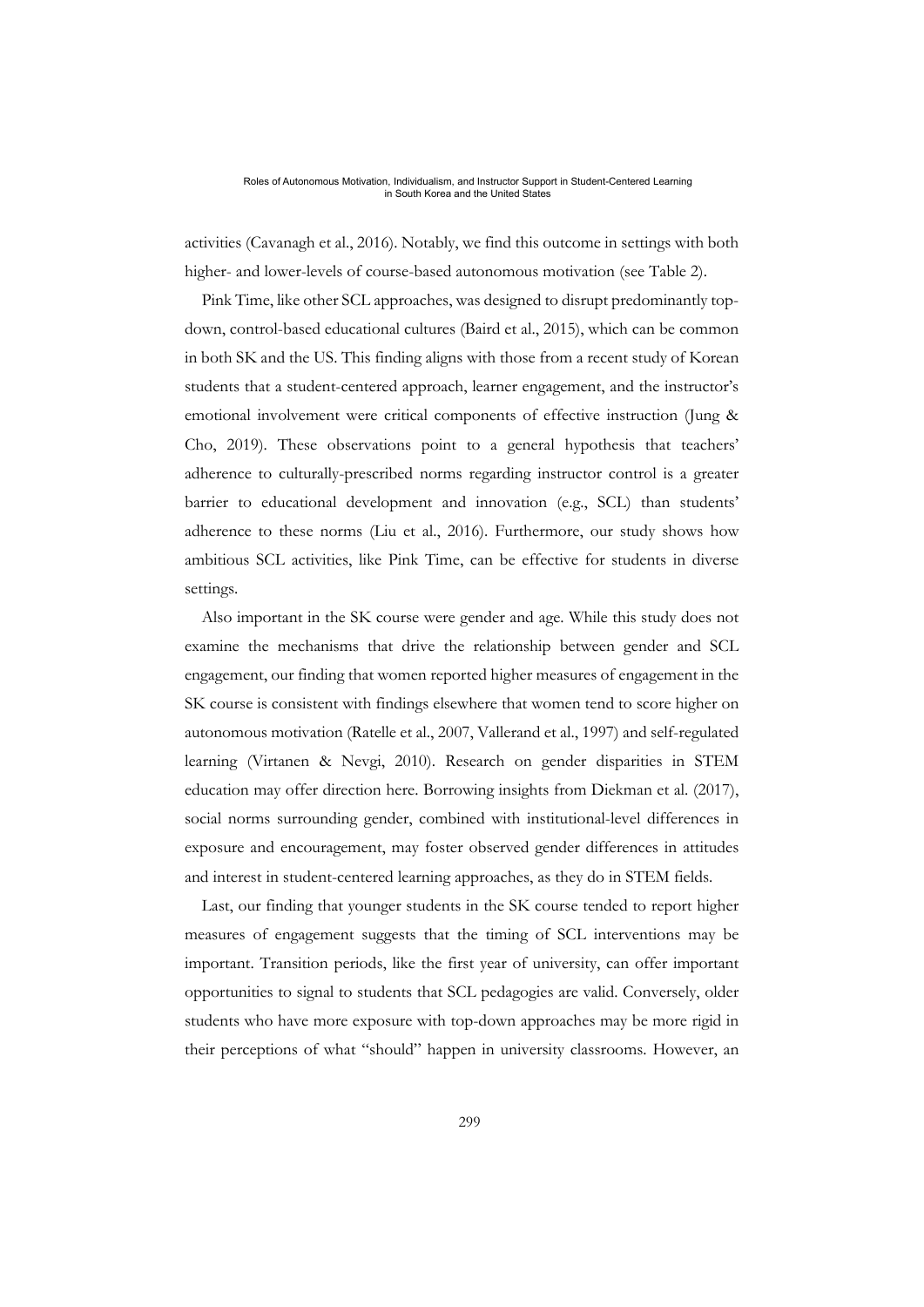activities (Cavanagh et al., 2016). Notably, we find this outcome in settings with both higher- and lower-levels of course-based autonomous motivation (see Table 2).

Pink Time, like other SCL approaches, was designed to disrupt predominantly top-down, control-based educational cultures (Baird et al., 2015), which can be common in both SK and the US. This finding aligns with those from a recent study of Korean students that a student-centered approach, learner engagement, and the instructor's emotional involvement were critical components of effective instruction (Jung & Cho, 2019). These observations point to a general hypothesis that teachers' adherence to culturally-prescribed norms regarding instructor control is a greater barrier to educational development and innovation (e.g., SCL) than students' adherence to these norms (Liu et al., 2016). Furthermore, our study shows how ambitious SCL activities, like Pink Time, can be effective for students in diverse settings.

Also important in the SK course were gender and age. While this study does not examine the mechanisms that drive the relationship between gender and SCL engagement, our finding that women reported higher measures of engagement in the SK course is consistent with findings elsewhere that women tend to score higher on autonomous motivation (Ratelle et al., 2007, Vallerand et al., 1997) and self-regulated learning (Virtanen & Nevgi, 2010). Research on gender disparities in STEM education may offer direction here. Borrowing insights from Diekman et al. (2017), social norms surrounding gender, combined with institutional-level differences in exposure and encouragement, may foster observed gender differences in attitudes and interest in student-centered learning approaches, as they do in STEM fields.

Last, our finding that younger students in the SK course tended to report higher measures of engagement suggests that the timing of SCL interventions may be important. Transition periods, like the first year of university, can offer important opportunities to signal to students that SCL pedagogies are valid. Conversely, older students who have more exposure with top-down approaches may be more rigid in their perceptions of what "should" happen in university classrooms. However, an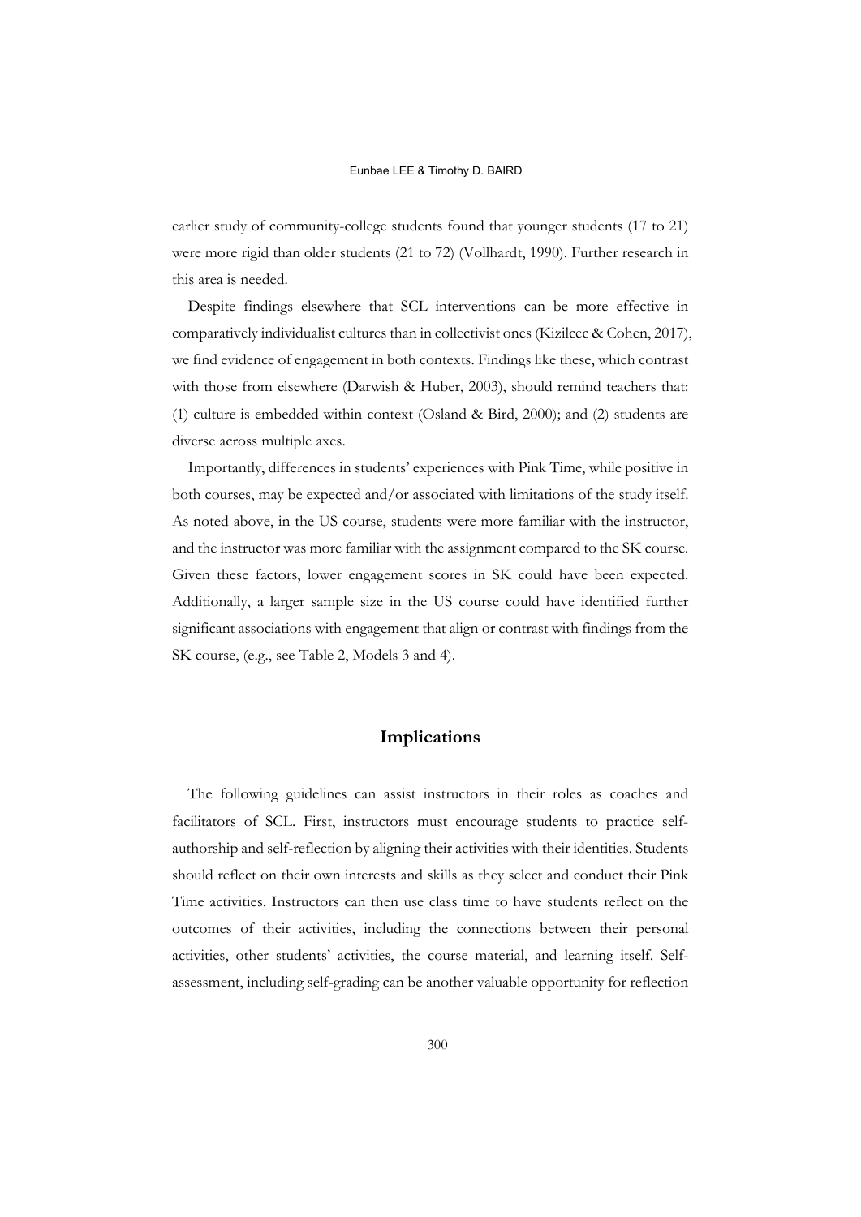earlier study of community-college students found that younger students (17 to 21) were more rigid than older students (21 to 72) (Vollhardt, 1990). Further research in this area is needed.

Despite findings elsewhere that SCL interventions can be more effective in comparatively individualist cultures than in collectivist ones (Kizilcec & Cohen, 2017), we find evidence of engagement in both contexts. Findings like these, which contrast with those from elsewhere (Darwish & Huber, 2003), should remind teachers that: (1) culture is embedded within context (Osland & Bird, 2000); and (2) students are diverse across multiple axes.

Importantly, differences in students' experiences with Pink Time, while positive in both courses, may be expected and/or associated with limitations of the study itself. As noted above, in the US course, students were more familiar with the instructor, and the instructor was more familiar with the assignment compared to the SK course. Given these factors, lower engagement scores in SK could have been expected. Additionally, a larger sample size in the US course could have identified further significant associations with engagement that align or contrast with findings from the SK course, (e.g., see Table 2, Models 3 and 4).

## Implications

The following guidelines can assist instructors in their roles as coaches and facilitators of SCL. First, instructors must encourage students to practice self-authorship and self-reflection by aligning their activities with their identities. Students should reflect on their own interests and skills as they select and conduct their Pink Time activities. Instructors can then use class time to have students reflect on the outcomes of their activities, including the connections between their personal activities, other students' activities, the course material, and learning itself. Self-assessment, including self-grading can be another valuable opportunity for reflection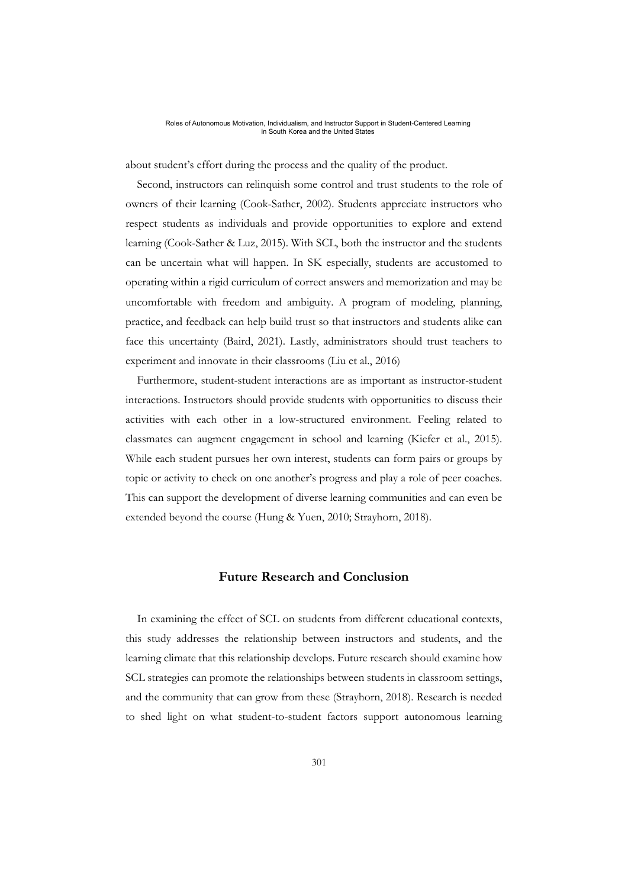about student's effort during the process and the quality of the product.

Second, instructors can relinquish some control and trust students to the role of owners of their learning (Cook-Sather, 2002). Students appreciate instructors who respect students as individuals and provide opportunities to explore and extend learning (Cook-Sather & Luz, 2015). With SCL, both the instructor and the students can be uncertain what will happen. In SK especially, students are accustomed to operating within a rigid curriculum of correct answers and memorization and may be uncomfortable with freedom and ambiguity. A program of modeling, planning, practice, and feedback can help build trust so that instructors and students alike can face this uncertainty (Baird, 2021). Lastly, administrators should trust teachers to experiment and innovate in their classrooms (Liu et al., 2016)

Furthermore, student-student interactions are as important as instructor-student interactions. Instructors should provide students with opportunities to discuss their activities with each other in a low-structured environment. Feeling related to classmates can augment engagement in school and learning (Kiefer et al., 2015). While each student pursues her own interest, students can form pairs or groups by topic or activity to check on one another's progress and play a role of peer coaches. This can support the development of diverse learning communities and can even be extended beyond the course (Hung & Yuen, 2010; Strayhorn, 2018).

## Future Research and Conclusion

In examining the effect of SCL on students from different educational contexts, this study addresses the relationship between instructors and students, and the learning climate that this relationship develops. Future research should examine how SCL strategies can promote the relationships between students in classroom settings, and the community that can grow from these (Strayhorn, 2018). Research is needed to shed light on what student-to-student factors support autonomous learning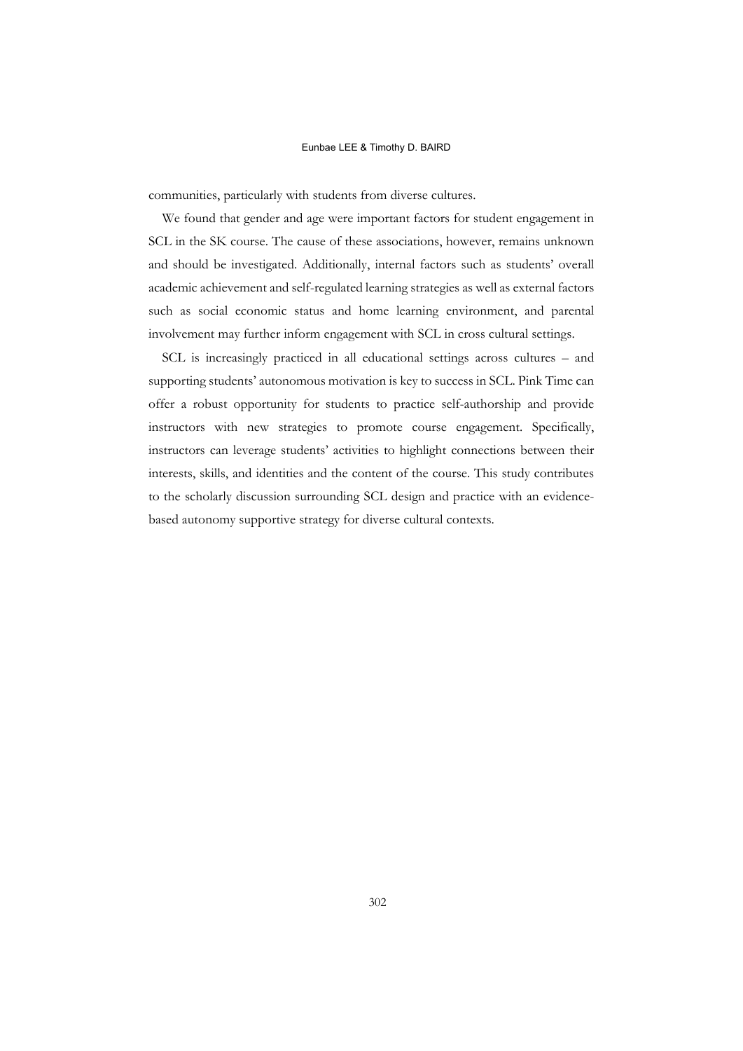communities, particularly with students from diverse cultures.

We found that gender and age were important factors for student engagement in SCL in the SK course. The cause of these associations, however, remains unknown and should be investigated. Additionally, internal factors such as students' overall academic achievement and self-regulated learning strategies as well as external factors such as social economic status and home learning environment, and parental involvement may further inform engagement with SCL in cross cultural settings.

SCL is increasingly practiced in all educational settings across cultures – and supporting students' autonomous motivation is key to success in SCL. Pink Time can offer a robust opportunity for students to practice self-authorship and provide instructors with new strategies to promote course engagement. Specifically, instructors can leverage students' activities to highlight connections between their interests, skills, and identities and the content of the course. This study contributes to the scholarly discussion surrounding SCL design and practice with an evidence-based autonomy supportive strategy for diverse cultural contexts.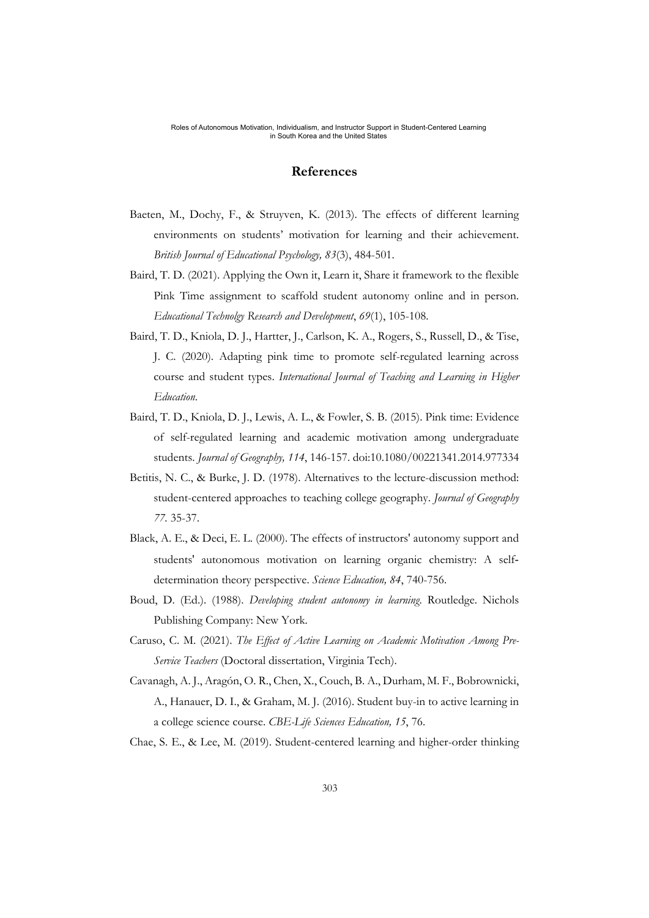# References

Baeten, M., Dochy, F., & Struyven, K. (2013). The effects of different learning environments on students' motivation for learning and their achievement. *British Journal of Educational Psychology, 83*(3), 484-501.

Baird, T. D. (2021). Applying the Own it, Learn it, Share it framework to the flexible Pink Time assignment to scaffold student autonomy online and in person. *Educational Technolgy Research and Development*, *69*(1), 105-108.

Baird, T. D., Kniola, D. J., Hartter, J., Carlson, K. A., Rogers, S., Russell, D., & Tise, J. C. (2020). Adapting pink time to promote self-regulated learning across course and student types. *International Journal of Teaching and Learning in Higher Education*.

Baird, T. D., Kniola, D. J., Lewis, A. L., & Fowler, S. B. (2015). Pink time: Evidence of self-regulated learning and academic motivation among undergraduate students. *Journal of Geography, 114*, 146-157. doi:10.1080/00221341.2014.977334

Betitis, N. C., & Burke, J. D. (1978). Alternatives to the lecture-discussion method: student-centered approaches to teaching college geography. *Journal of Geography 77*. 35-37.

Black, A. E., & Deci, E. L. (2000). The effects of instructors' autonomy support and students' autonomous motivation on learning organic chemistry: A self-determination theory perspective. *Science Education, 84*, 740-756.

Boud, D. (Ed.). (1988). *Developing student autonomy in learning.* Routledge. Nichols Publishing Company: New York.

Caruso, C. M. (2021). *The Effect of Active Learning on Academic Motivation Among Pre-Service Teachers* (Doctoral dissertation, Virginia Tech).

Cavanagh, A. J., Aragón, O. R., Chen, X., Couch, B. A., Durham, M. F., Bobrownicki, A., Hanauer, D. I., & Graham, M. J. (2016). Student buy-in to active learning in a college science course. *CBE-Life Sciences Education, 15*, 76.

Chae, S. E., & Lee, M. (2019). Student-centered learning and higher-order thinking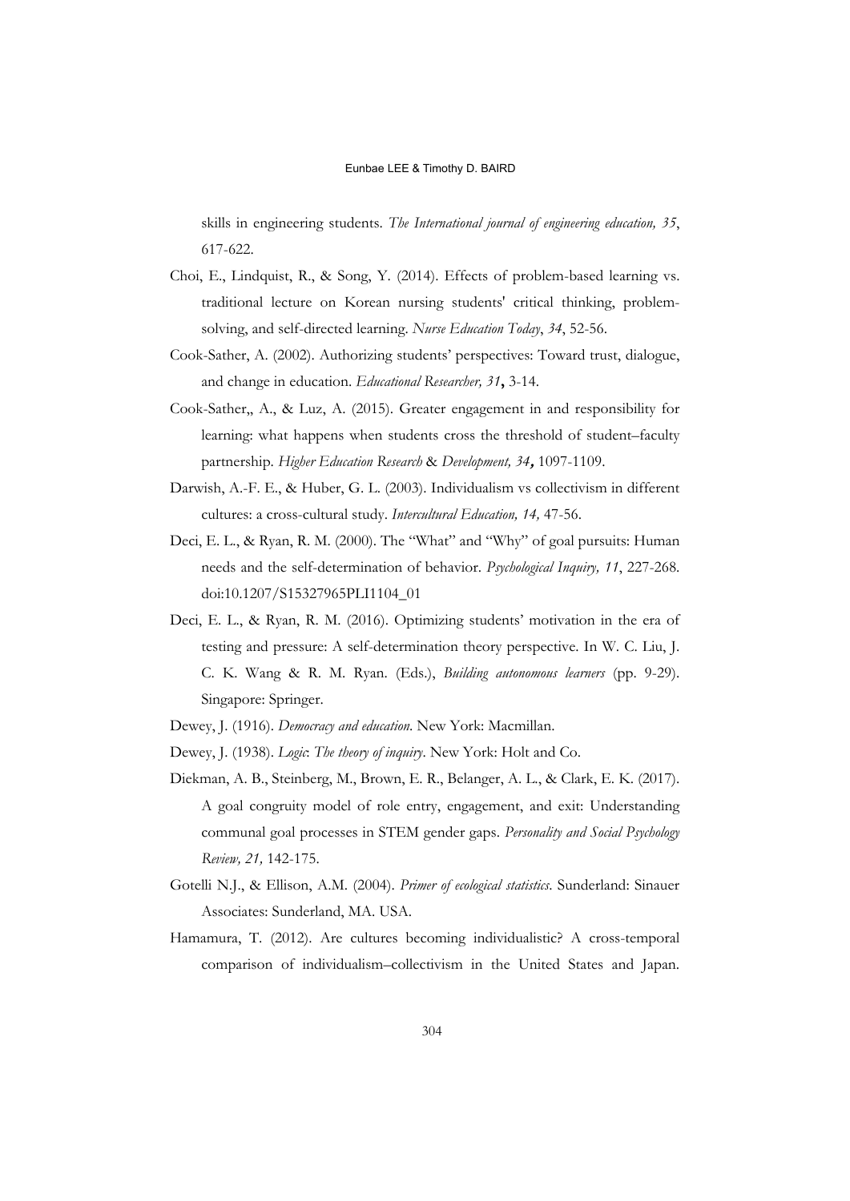skills in engineering students. *The International journal of engineering education, 35*, 617-622.

Choi, E., Lindquist, R., & Song, Y. (2014). Effects of problem-based learning vs. traditional lecture on Korean nursing students' critical thinking, problem-solving, and self-directed learning. *Nurse Education Today*, *34*, 52-56.

Cook-Sather, A. (2002). Authorizing students' perspectives: Toward trust, dialogue, and change in education. *Educational Researcher, 31***,** 3-14.

Cook-Sather,, A., & Luz, A. (2015). Greater engagement in and responsibility for learning: what happens when students cross the threshold of student–faculty partnership. *Higher Education Research* & *Development, 34***,** 1097-1109.

Darwish, A.-F. E., & Huber, G. L. (2003). Individualism vs collectivism in different cultures: a cross-cultural study. *Intercultural Education, 14,* 47-56.

Deci, E. L., & Ryan, R. M. (2000). The "What" and "Why" of goal pursuits: Human needs and the self-determination of behavior. *Psychological Inquiry, 11*, 227-268. doi:10.1207/S15327965PLI1104_01

Deci, E. L., & Ryan, R. M. (2016). Optimizing students' motivation in the era of testing and pressure: A self-determination theory perspective. In W. C. Liu, J. C. K. Wang & R. M. Ryan. (Eds.), *Building autonomous learners* (pp. 9-29). Singapore: Springer.

Dewey, J. (1916). *Democracy and education*. New York: Macmillan.

Dewey, J. (1938). *Logic*: *The theory of inquiry*. New York: Holt and Co.

Diekman, A. B., Steinberg, M., Brown, E. R., Belanger, A. L., & Clark, E. K. (2017). A goal congruity model of role entry, engagement, and exit: Understanding communal goal processes in STEM gender gaps. *Personality and Social Psychology Review, 21,* 142-175.

Gotelli N.J., & Ellison, A.M. (2004). *Primer of ecological statistics*. Sunderland: Sinauer Associates: Sunderland, MA. USA.

Hamamura, T. (2012). Are cultures becoming individualistic? A cross-temporal comparison of individualism–collectivism in the United States and Japan.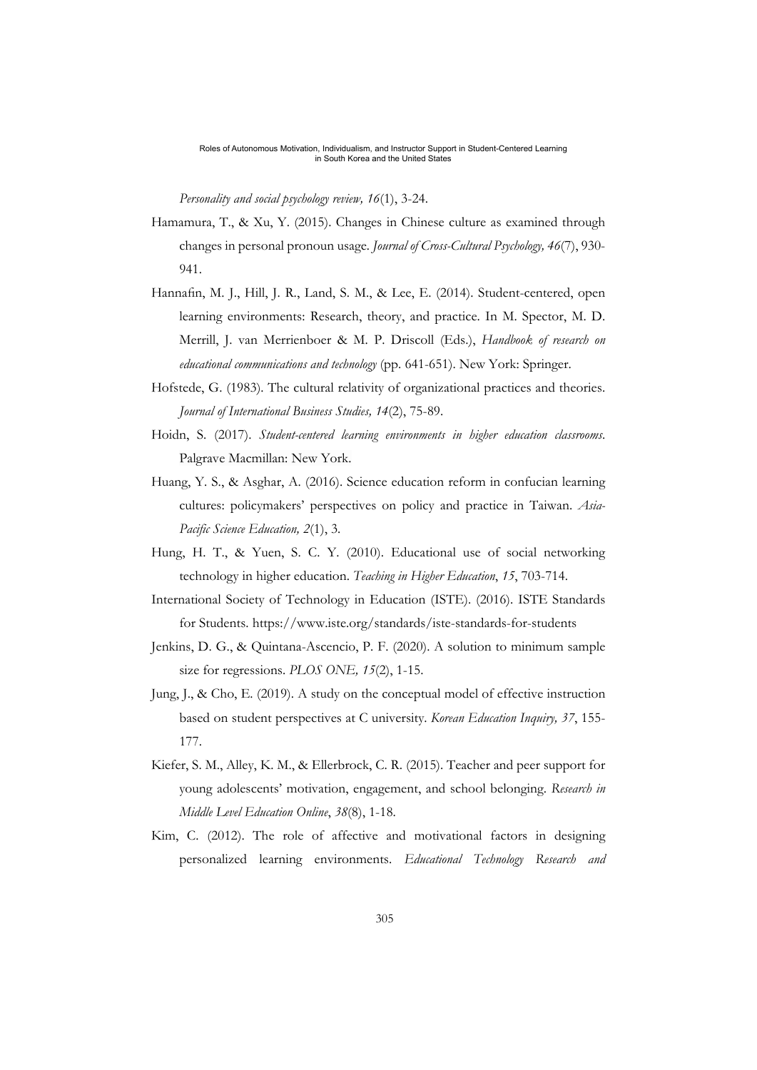*Personality and social psychology review, 16*(1), 3-24.

Hamamura, T., & Xu, Y. (2015). Changes in Chinese culture as examined through changes in personal pronoun usage. *Journal of Cross-Cultural Psychology, 46*(7), 930-941.

Hannafin, M. J., Hill, J. R., Land, S. M., & Lee, E. (2014). Student-centered, open learning environments: Research, theory, and practice. In M. Spector, M. D. Merrill, J. van Merrienboer & M. P. Driscoll (Eds.), *Handbook of research on educational communications and technology* (pp. 641-651). New York: Springer.

Hofstede, G. (1983). The cultural relativity of organizational practices and theories. *Journal of International Business Studies, 14*(2), 75-89.

Hoidn, S. (2017). *Student-centered learning environments in higher education classrooms*. Palgrave Macmillan: New York.

Huang, Y. S., & Asghar, A. (2016). Science education reform in confucian learning cultures: policymakers' perspectives on policy and practice in Taiwan. *Asia-Pacific Science Education, 2*(1), 3.

Hung, H. T., & Yuen, S. C. Y. (2010). Educational use of social networking technology in higher education. *Teaching in Higher Education*, *15*, 703-714.

International Society of Technology in Education (ISTE). (2016). ISTE Standards for Students. https://www.iste.org/standards/iste-standards-for-students

Jenkins, D. G., & Quintana-Ascencio, P. F. (2020). A solution to minimum sample size for regressions. *PLOS ONE, 15*(2), 1-15.

Jung, J., & Cho, E. (2019). A study on the conceptual model of effective instruction based on student perspectives at C university. *Korean Education Inquiry, 37*, 155-177.

Kiefer, S. M., Alley, K. M., & Ellerbrock, C. R. (2015). Teacher and peer support for young adolescents' motivation, engagement, and school belonging. *Research in Middle Level Education Online*, *38*(8), 1-18.

Kim, C. (2012). The role of affective and motivational factors in designing personalized learning environments. *Educational Technology Research and*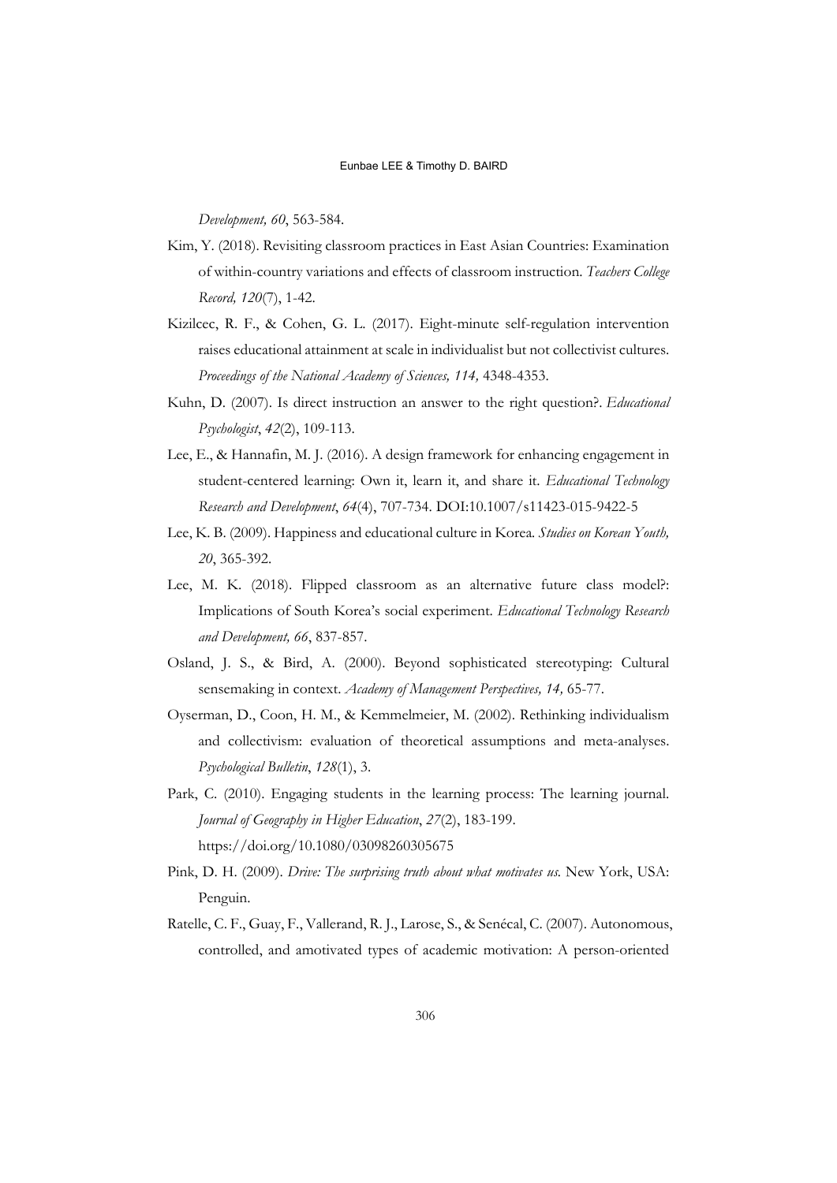*Development, 60*, 563-584.

Kim, Y. (2018). Revisiting classroom practices in East Asian Countries: Examination of within-country variations and effects of classroom instruction. *Teachers College Record, 120*(7), 1-42.

Kizilcec, R. F., & Cohen, G. L. (2017). Eight-minute self-regulation intervention raises educational attainment at scale in individualist but not collectivist cultures. *Proceedings of the National Academy of Sciences, 114,* 4348-4353.

Kuhn, D. (2007). Is direct instruction an answer to the right question?. *Educational Psychologist*, *42*(2), 109-113.

Lee, E., & Hannafin, M. J. (2016). A design framework for enhancing engagement in student-centered learning: Own it, learn it, and share it. *Educational Technology Research and Development*, *64*(4), 707-734. DOI:10.1007/s11423-015-9422-5

Lee, K. B. (2009). Happiness and educational culture in Korea. *Studies on Korean Youth, 20*, 365-392.

Lee, M. K. (2018). Flipped classroom as an alternative future class model?: Implications of South Korea's social experiment. *Educational Technology Research and Development, 66*, 837-857.

Osland, J. S., & Bird, A. (2000). Beyond sophisticated stereotyping: Cultural sensemaking in context. *Academy of Management Perspectives, 14,* 65-77.

Oyserman, D., Coon, H. M., & Kemmelmeier, M. (2002). Rethinking individualism and collectivism: evaluation of theoretical assumptions and meta-analyses. *Psychological Bulletin*, *128*(1), 3.

Park, C. (2010). Engaging students in the learning process: The learning journal. *Journal of Geography in Higher Education*, *27*(2), 183-199. https://doi.org/10.1080/03098260305675

Pink, D. H. (2009). *Drive: The surprising truth about what motivates us.* New York, USA: Penguin.

Ratelle, C. F., Guay, F., Vallerand, R. J., Larose, S., & Senécal, C. (2007). Autonomous, controlled, and amotivated types of academic motivation: A person-oriented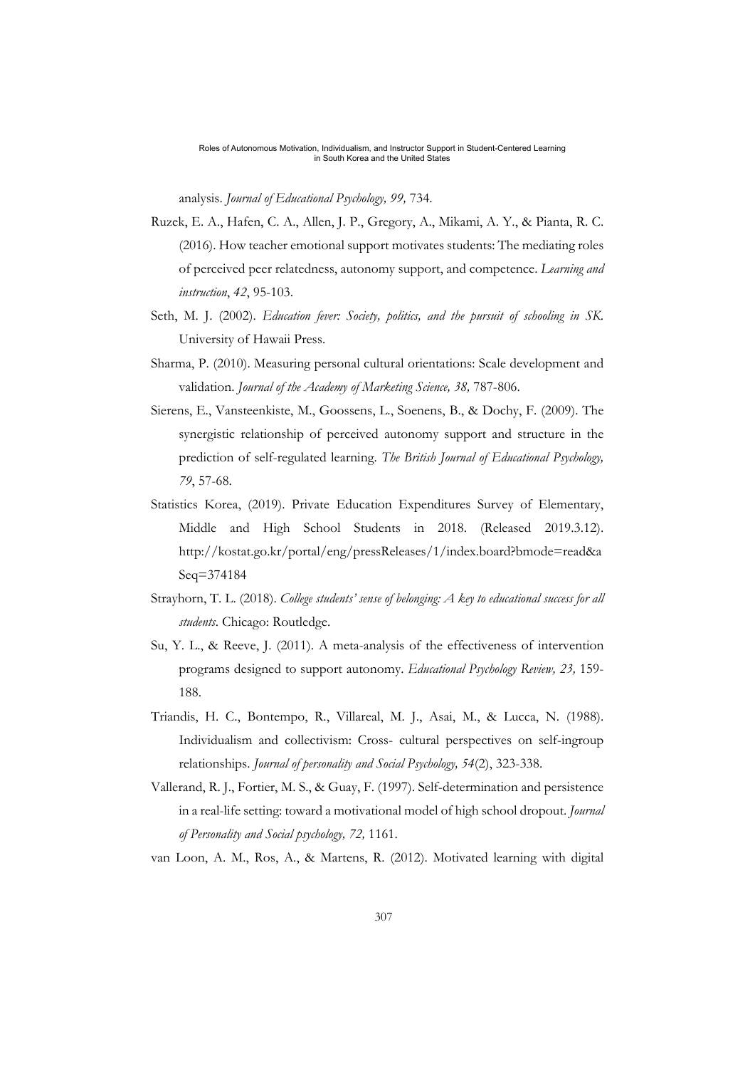analysis. *Journal of Educational Psychology, 99,* 734.

Ruzek, E. A., Hafen, C. A., Allen, J. P., Gregory, A., Mikami, A. Y., & Pianta, R. C. (2016). How teacher emotional support motivates students: The mediating roles of perceived peer relatedness, autonomy support, and competence. *Learning and instruction*, *42*, 95-103.

Seth, M. J. (2002). *Education fever: Society, politics, and the pursuit of schooling in SK.* University of Hawaii Press.

Sharma, P. (2010). Measuring personal cultural orientations: Scale development and validation. *Journal of the Academy of Marketing Science, 38,* 787-806.

Sierens, E., Vansteenkiste, M., Goossens, L., Soenens, B., & Dochy, F. (2009). The synergistic relationship of perceived autonomy support and structure in the prediction of self-regulated learning. *The British Journal of Educational Psychology, 79*, 57-68.

Statistics Korea, (2019). Private Education Expenditures Survey of Elementary, Middle and High School Students in 2018. (Released 2019.3.12). http://kostat.go.kr/portal/eng/pressReleases/1/index.board?bmode=read&aSeq=374184

Strayhorn, T. L. (2018). *College students' sense of belonging: A key to educational success for all students*. Chicago: Routledge.

Su, Y. L., & Reeve, J. (2011). A meta-analysis of the effectiveness of intervention programs designed to support autonomy. *Educational Psychology Review, 23,* 159-188.

Triandis, H. C., Bontempo, R., Villareal, M. J., Asai, M., & Lucca, N. (1988). Individualism and collectivism: Cross- cultural perspectives on self-ingroup relationships. *Journal of personality and Social Psychology, 54*(2), 323-338.

Vallerand, R. J., Fortier, M. S., & Guay, F. (1997). Self-determination and persistence in a real-life setting: toward a motivational model of high school dropout. *Journal of Personality and Social psychology, 72,* 1161.

van Loon, A. M., Ros, A., & Martens, R. (2012). Motivated learning with digital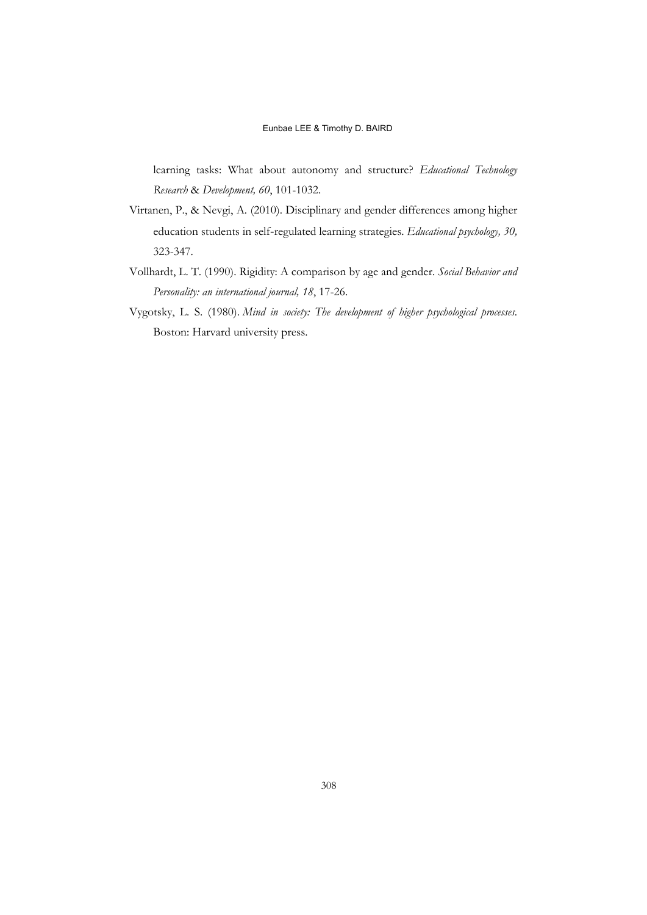learning tasks: What about autonomy and structure? *Educational Technology Research* & *Development, 60*, 101-1032.

Virtanen, P., & Nevgi, A. (2010). Disciplinary and gender differences among higher education students in self-regulated learning strategies. *Educational psychology, 30,* 323-347.

Vollhardt, L. T. (1990). Rigidity: A comparison by age and gender. *Social Behavior and Personality: an international journal, 18*, 17-26.

Vygotsky, L. S. (1980). *Mind in society: The development of higher psychological processes.* Boston: Harvard university press.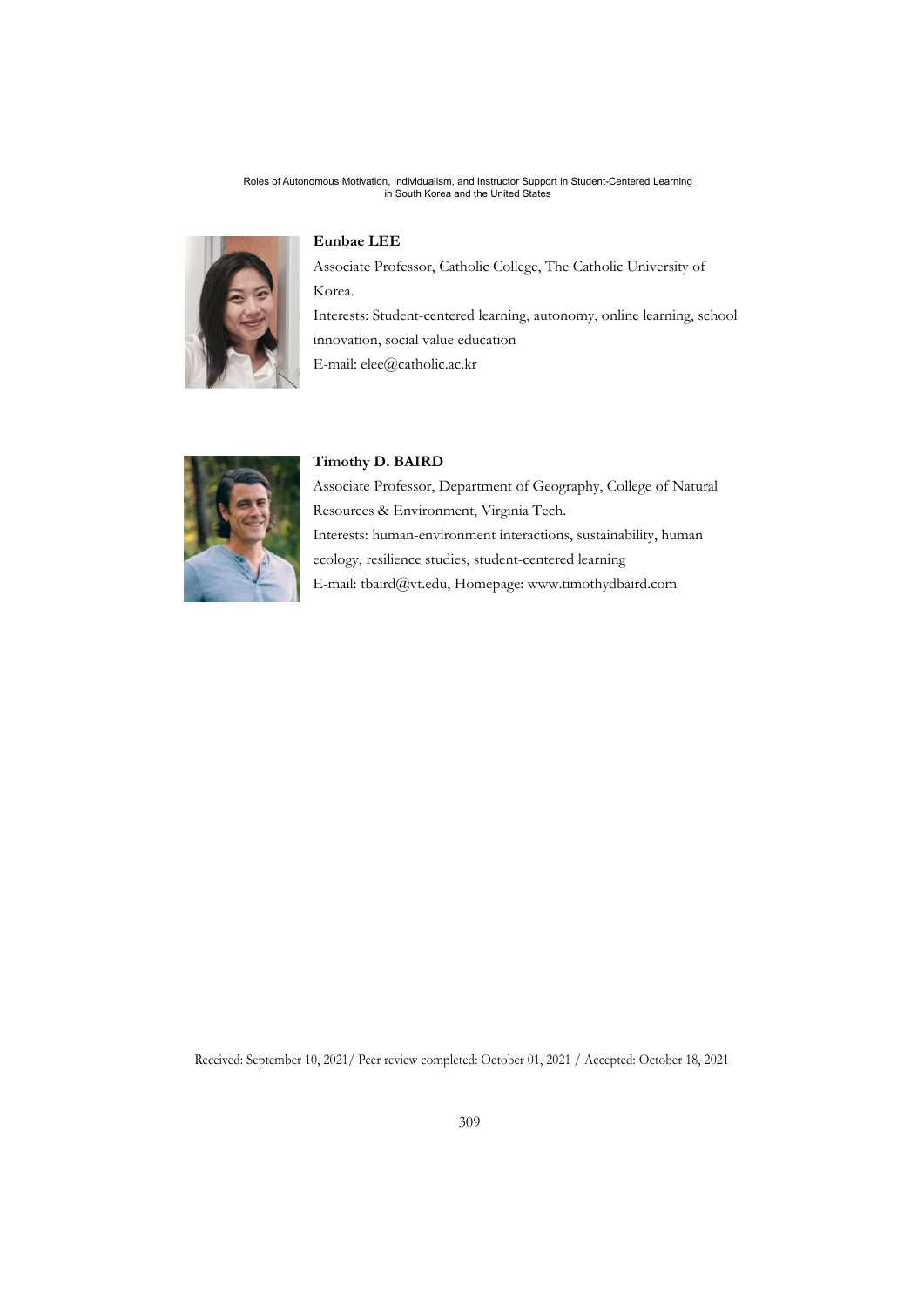**Eunbae LEE**

Associate Professor, Catholic College, The Catholic University of Korea.

Interests: Student-centered learning, autonomy, online learning, school innovation, social value education

E-mail: elee@catholic.ac.kr

**Timothy D. BAIRD**

Associate Professor, Department of Geography, College of Natural Resources & Environment, Virginia Tech.

Interests: human-environment interactions, sustainability, human ecology, resilience studies, student-centered learning

E-mail: tbaird@vt.edu, Homepage: www.timothydbaird.com

Received: September 10, 2021/ Peer review completed: October 01, 2021 / Accepted: October 18, 2021